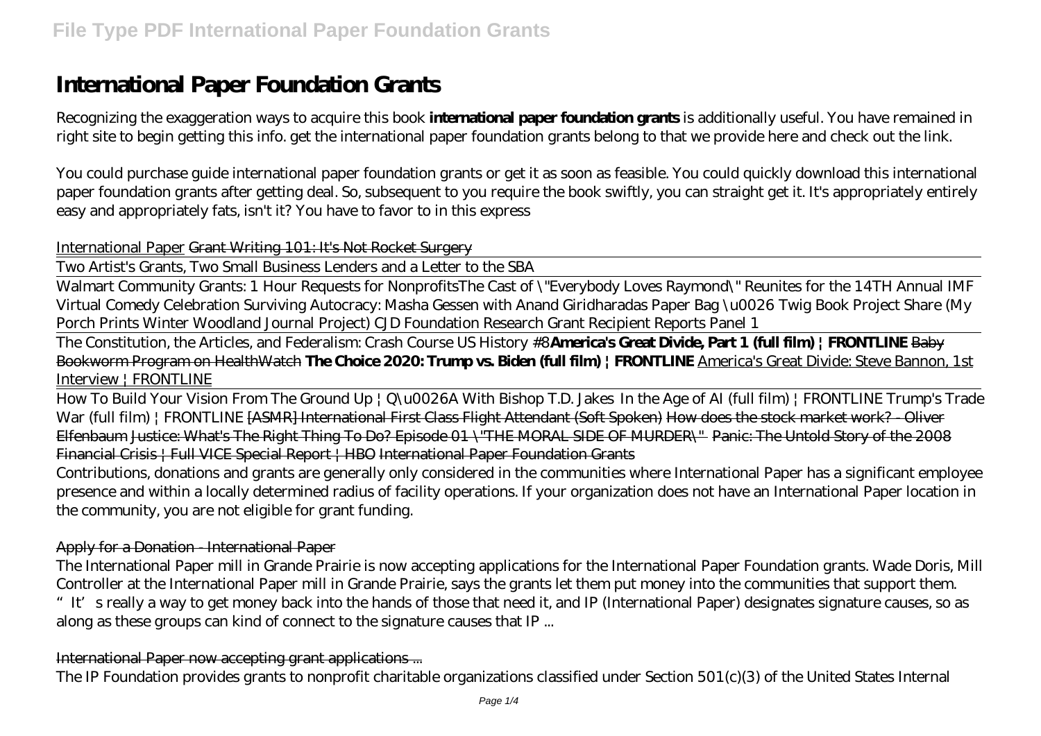# International Paper Foundation Grants

Recognizing the exaggeration ways to acquire this book **international paper foundation grants** is additionally useful. You have remained in right site to begin getting this info. get the international paper foundation grants belong to that we provide here and check out the link.

You could purchase guide international paper foundation grants or get it as soon as feasible. You could quickly download this international paper foundation grants after getting deal. So, subsequent to you require the book swiftly, you can straight get it. It's appropriately entirely easy and appropriately fats, isn't it? You have to favor to in this express

International Paper ~~Grant Writing 101: It's Not Rocket Surgery~~

Two Artist's Grants, Two Small Business Lenders and a Letter to the SBA

Walmart Community Grants: 1 Hour Requests for Nonprofits *The Cast of \"Everybody Loves Raymond\" Reunites for the 14TH Annual IMF Virtual Comedy Celebration Surviving Autocracy: Masha Gessen with Anand Giridharadas Paper Bag \u0026 Twig Book Project Share (My Porch Prints Winter Woodland Journal Project) CJD Foundation Research Grant Recipient Reports Panel 1*

The Constitution, the Articles, and Federalism: Crash Course US History #8 **America's Great Divide, Part 1 (full film) | FRONTLINE** ~~Baby Bookworm Program on HealthWatch~~ **The Choice 2020: Trump vs. Biden (full film) | FRONTLINE** America's Great Divide: Steve Bannon, 1st Interview | FRONTLINE

How To Build Your Vision From The Ground Up | Q\u0026A With Bishop T.D. Jakes *In the Age of AI (full film) | FRONTLINE Trump's Trade War (full film) | FRONTLINE* ~~[ASMR] International First Class Flight Attendant (Soft Spoken) How does the stock market work? - Oliver Elfenbaum Justice: What's The Right Thing To Do? Episode 01 \"THE MORAL SIDE OF MURDER\" Panic: The Untold Story of the 2008 Financial Crisis | Full VICE Special Report | HBO International Paper Foundation Grants~~

Contributions, donations and grants are generally only considered in the communities where International Paper has a significant employee presence and within a locally determined radius of facility operations. If your organization does not have an International Paper location in the community, you are not eligible for grant funding.

## Apply for a Donation - International Paper

The International Paper mill in Grande Prairie is now accepting applications for the International Paper Foundation grants. Wade Doris, Mill Controller at the International Paper mill in Grande Prairie, says the grants let them put money into the communities that support them. "It's really a way to get money back into the hands of those that need it, and IP (International Paper) designates signature causes, so as along as these groups can kind of connect to the signature causes that IP ...

## International Paper now accepting grant applications ...

The IP Foundation provides grants to nonprofit charitable organizations classified under Section 501(c)(3) of the United States Internal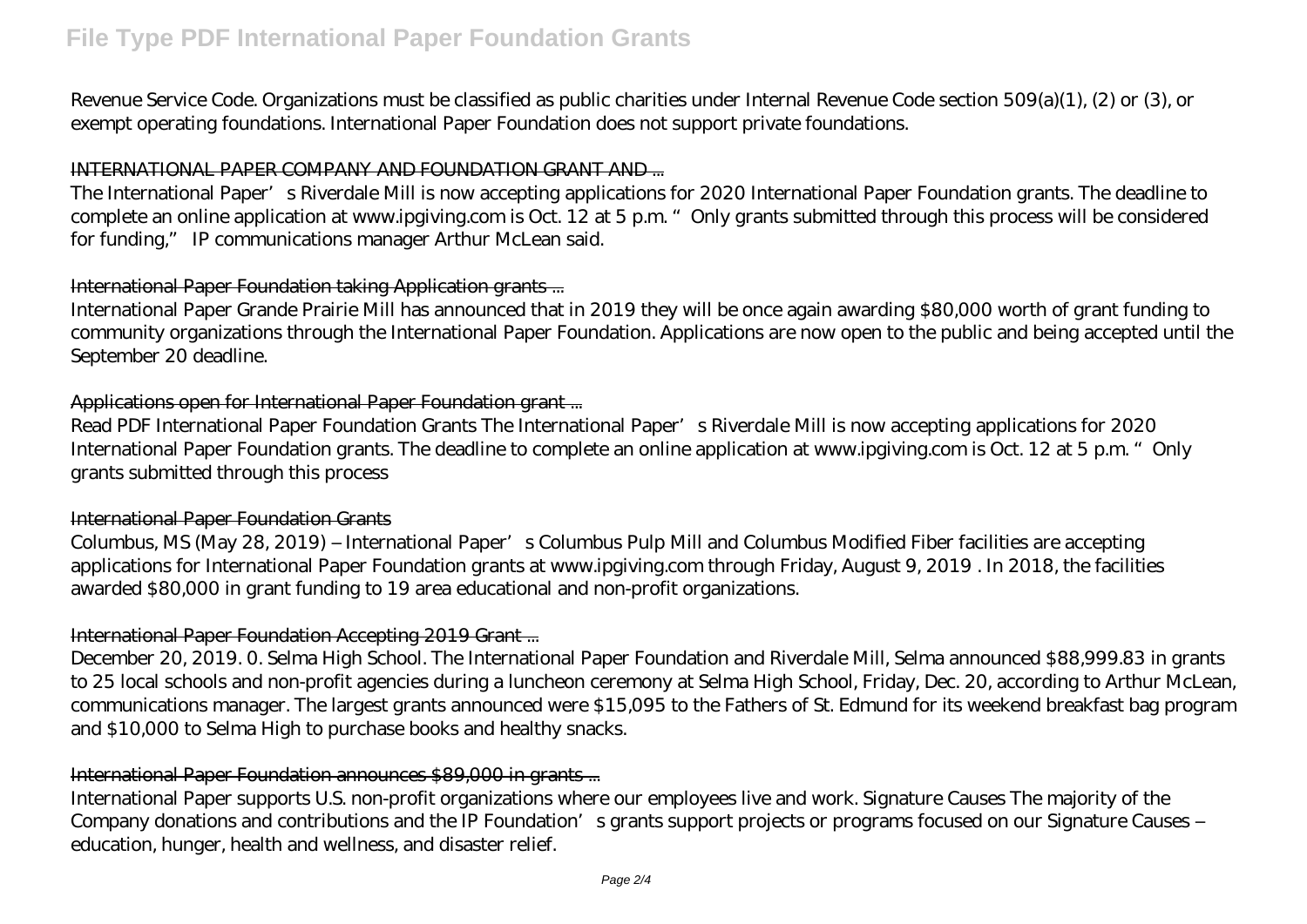Revenue Service Code. Organizations must be classified as public charities under Internal Revenue Code section 509(a)(1), (2) or (3), or exempt operating foundations. International Paper Foundation does not support private foundations.

### INTERNATIONAL PAPER COMPANY AND FOUNDATION GRANT AND ...

The International Paper's Riverdale Mill is now accepting applications for 2020 International Paper Foundation grants. The deadline to complete an online application at www.ipgiving.com is Oct. 12 at 5 p.m. "Only grants submitted through this process will be considered for funding," IP communications manager Arthur McLean said.

### International Paper Foundation taking Application grants ...

International Paper Grande Prairie Mill has announced that in 2019 they will be once again awarding $80,000 worth of grant funding to community organizations through the International Paper Foundation. Applications are now open to the public and being accepted until the September 20 deadline.

### Applications open for International Paper Foundation grant ...

Read PDF International Paper Foundation Grants The International Paper's Riverdale Mill is now accepting applications for 2020 International Paper Foundation grants. The deadline to complete an online application at www.ipgiving.com is Oct. 12 at 5 p.m. "Only grants submitted through this process

### International Paper Foundation Grants

Columbus, MS (May 28, 2019) – International Paper's Columbus Pulp Mill and Columbus Modified Fiber facilities are accepting applications for International Paper Foundation grants at www.ipgiving.com through Friday, August 9, 2019 . In 2018, the facilities awarded $80,000 in grant funding to 19 area educational and non-profit organizations.

### International Paper Foundation Accepting 2019 Grant ...

December 20, 2019. 0. Selma High School. The International Paper Foundation and Riverdale Mill, Selma announced $88,999.83 in grants to 25 local schools and non-profit agencies during a luncheon ceremony at Selma High School, Friday, Dec. 20, according to Arthur McLean, communications manager. The largest grants announced were $15,095 to the Fathers of St. Edmund for its weekend breakfast bag program and $10,000 to Selma High to purchase books and healthy snacks.

### International Paper Foundation announces $89,000 in grants ...

International Paper supports U.S. non-profit organizations where our employees live and work. Signature Causes The majority of the Company donations and contributions and the IP Foundation's grants support projects or programs focused on our Signature Causes – education, hunger, health and wellness, and disaster relief.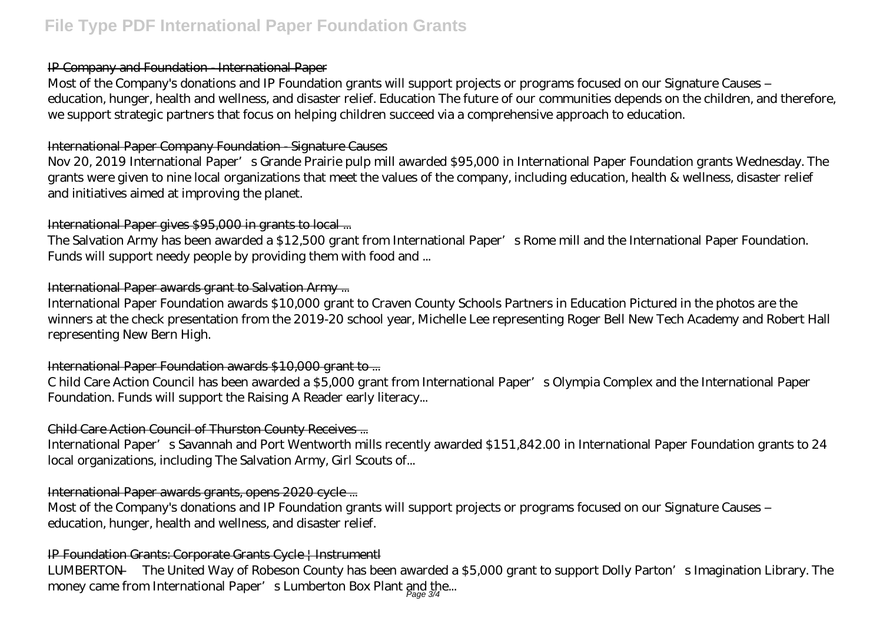IP Company and Foundation - International Paper

Most of the Company's donations and IP Foundation grants will support projects or programs focused on our Signature Causes – education, hunger, health and wellness, and disaster relief. Education The future of our communities depends on the children, and therefore, we support strategic partners that focus on helping children succeed via a comprehensive approach to education.

International Paper Company Foundation - Signature Causes

Nov 20, 2019 International Paper's Grande Prairie pulp mill awarded $95,000 in International Paper Foundation grants Wednesday. The grants were given to nine local organizations that meet the values of the company, including education, health & wellness, disaster relief and initiatives aimed at improving the planet.

International Paper gives $95,000 in grants to local ...

The Salvation Army has been awarded a $12,500 grant from International Paper's Rome mill and the International Paper Foundation. Funds will support needy people by providing them with food and ...

International Paper awards grant to Salvation Army ...

International Paper Foundation awards $10,000 grant to Craven County Schools Partners in Education Pictured in the photos are the winners at the check presentation from the 2019-20 school year, Michelle Lee representing Roger Bell New Tech Academy and Robert Hall representing New Bern High.

International Paper Foundation awards $10,000 grant to ...

C hild Care Action Council has been awarded a $5,000 grant from International Paper's Olympia Complex and the International Paper Foundation. Funds will support the Raising A Reader early literacy...

Child Care Action Council of Thurston County Receives ...

International Paper's Savannah and Port Wentworth mills recently awarded $151,842.00 in International Paper Foundation grants to 24 local organizations, including The Salvation Army, Girl Scouts of...

International Paper awards grants, opens 2020 cycle ...

Most of the Company's donations and IP Foundation grants will support projects or programs focused on our Signature Causes – education, hunger, health and wellness, and disaster relief.

IP Foundation Grants: Corporate Grants Cycle | Instrumentl

LUMBERTON — The United Way of Robeson County has been awarded a $5,000 grant to support Dolly Parton's Imagination Library. The money came from International Paper's Lumberton Box Plant and the...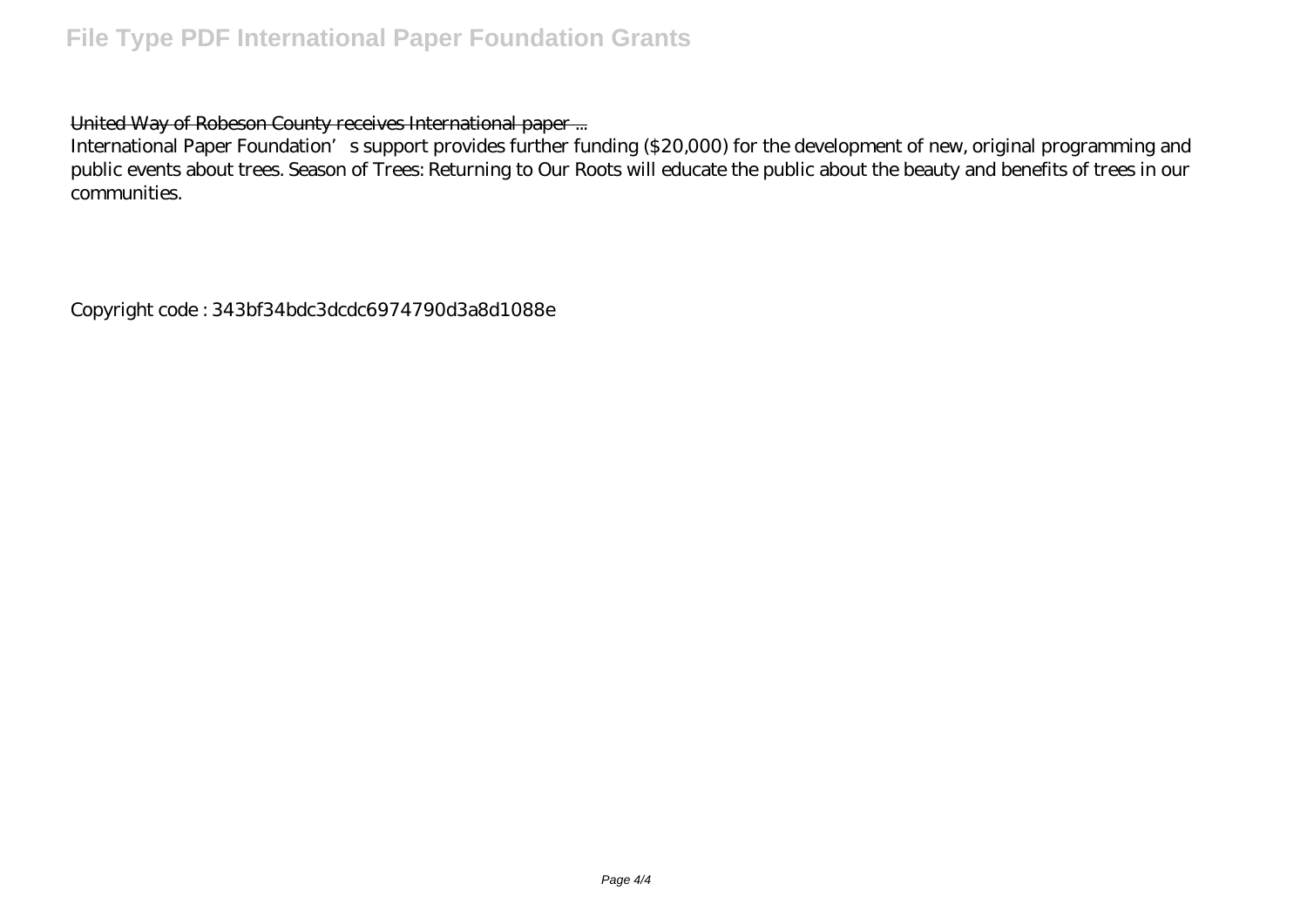United Way of Robeson County receives International paper ...

International Paper Foundation's support provides further funding ($20,000) for the development of new, original programming and public events about trees. Season of Trees: Returning to Our Roots will educate the public about the beauty and benefits of trees in our communities.

Copyright code : 343bf34bdc3dcdc6974790d3a8d1088e